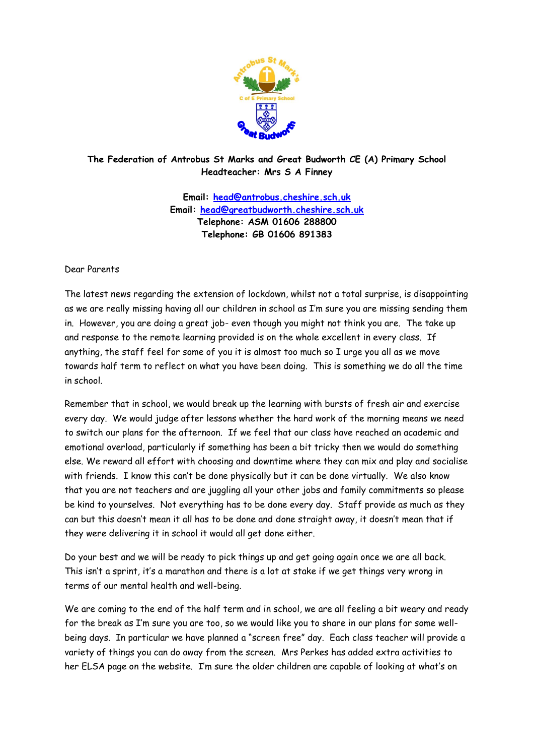**The Federation of Antrobus St Marks and Great Budworth CE (A) Primary School**
**Headteacher: Mrs S A Finney**

**Email: head@antrobus.cheshire.sch.uk**
**Email: head@greatbudworth.cheshire.sch.uk**
**Telephone: ASM 01606 288800**
**Telephone: GB 01606 891383**

Dear Parents

The latest news regarding the extension of lockdown, whilst not a total surprise, is disappointing as we are really missing having all our children in school as I'm sure you are missing sending them in. However, you are doing a great job- even though you might not think you are. The take up and response to the remote learning provided is on the whole excellent in every class. If anything, the staff feel for some of you it is almost too much so I urge you all as we move towards half term to reflect on what you have been doing. This is something we do all the time in school.

Remember that in school, we would break up the learning with bursts of fresh air and exercise every day. We would judge after lessons whether the hard work of the morning means we need to switch our plans for the afternoon. If we feel that our class have reached an academic and emotional overload, particularly if something has been a bit tricky then we would do something else. We reward all effort with choosing and downtime where they can mix and play and socialise with friends. I know this can't be done physically but it can be done virtually. We also know that you are not teachers and are juggling all your other jobs and family commitments so please be kind to yourselves. Not everything has to be done every day. Staff provide as much as they can but this doesn't mean it all has to be done and done straight away, it doesn't mean that if they were delivering it in school it would all get done either.

Do your best and we will be ready to pick things up and get going again once we are all back. This isn't a sprint, it's a marathon and there is a lot at stake if we get things very wrong in terms of our mental health and well-being.

We are coming to the end of the half term and in school, we are all feeling a bit weary and ready for the break as I'm sure you are too, so we would like you to share in our plans for some well-being days. In particular we have planned a "screen free" day. Each class teacher will provide a variety of things you can do away from the screen. Mrs Perkes has added extra activities to her ELSA page on the website. I'm sure the older children are capable of looking at what's on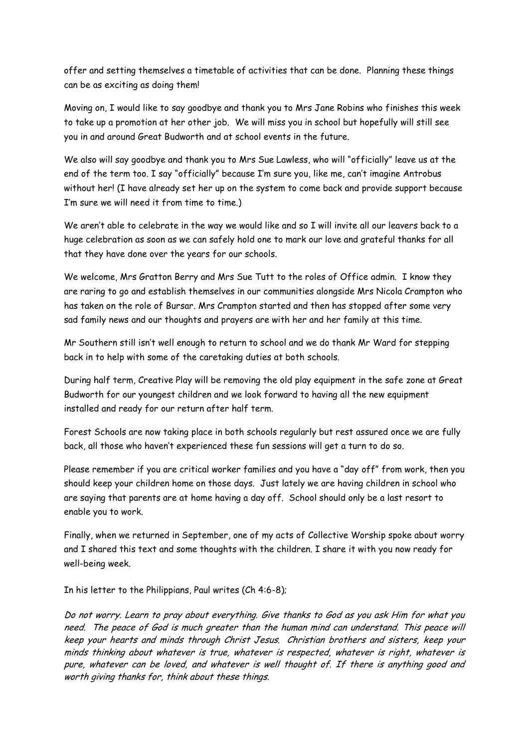offer and setting themselves a timetable of activities that can be done. Planning these things can be as exciting as doing them!

Moving on, I would like to say goodbye and thank you to Mrs Jane Robins who finishes this week to take up a promotion at her other job. We will miss you in school but hopefully will still see you in and around Great Budworth and at school events in the future.

We also will say goodbye and thank you to Mrs Sue Lawless, who will "officially" leave us at the end of the term too. I say "officially" because I'm sure you, like me, can't imagine Antrobus without her! (I have already set her up on the system to come back and provide support because I'm sure we will need it from time to time.)

We aren't able to celebrate in the way we would like and so I will invite all our leavers back to a huge celebration as soon as we can safely hold one to mark our love and grateful thanks for all that they have done over the years for our schools.

We welcome, Mrs Gratton Berry and Mrs Sue Tutt to the roles of Office admin. I know they are raring to go and establish themselves in our communities alongside Mrs Nicola Crampton who has taken on the role of Bursar. Mrs Crampton started and then has stopped after some very sad family news and our thoughts and prayers are with her and her family at this time.

Mr Southern still isn't well enough to return to school and we do thank Mr Ward for stepping back in to help with some of the caretaking duties at both schools.

During half term, Creative Play will be removing the old play equipment in the safe zone at Great Budworth for our youngest children and we look forward to having all the new equipment installed and ready for our return after half term.

Forest Schools are now taking place in both schools regularly but rest assured once we are fully back, all those who haven't experienced these fun sessions will get a turn to do so.

Please remember if you are critical worker families and you have a "day off" from work, then you should keep your children home on those days. Just lately we are having children in school who are saying that parents are at home having a day off. School should only be a last resort to enable you to work.

Finally, when we returned in September, one of my acts of Collective Worship spoke about worry and I shared this text and some thoughts with the children. I share it with you now ready for well-being week.

In his letter to the Philippians, Paul writes (Ch 4:6-8);

*Do not worry. Learn to pray about everything. Give thanks to God as you ask Him for what you need. The peace of God is much greater than the human mind can understand. This peace will keep your hearts and minds through Christ Jesus. Christian brothers and sisters, keep your minds thinking about whatever is true, whatever is respected, whatever is right, whatever is pure, whatever can be loved, and whatever is well thought of. If there is anything good and worth giving thanks for, think about these things.*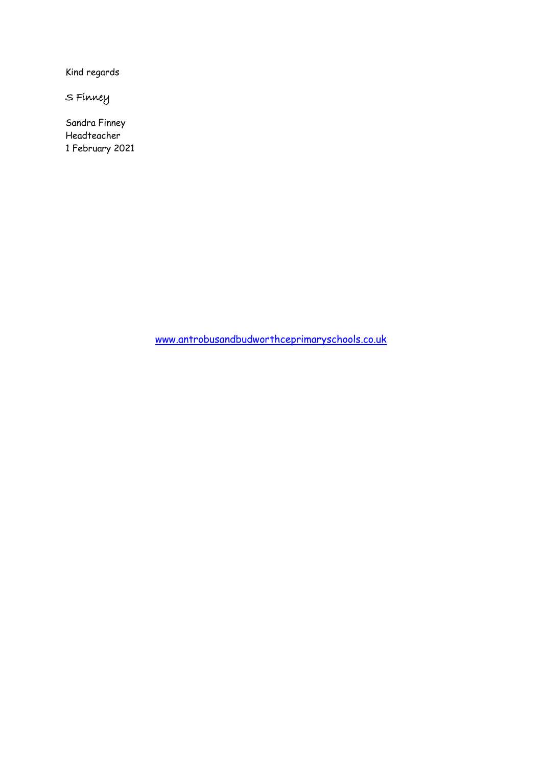Kind regards

S Finney

Sandra Finney  
Headteacher  
1 February 2021

[www.antrobusandbudworthceprimaryschools.co.uk](http://www.antrobusandbudworthceprimaryschools.co.uk)